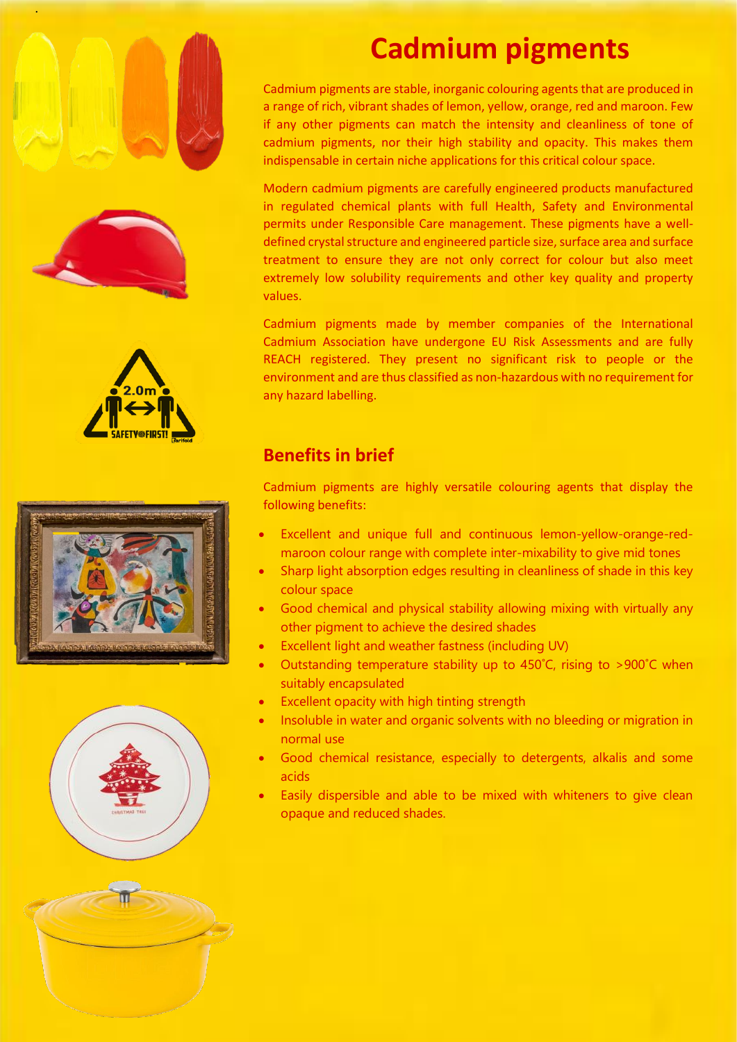# Cadmium pigments

Cadmium pigments are stable, inorganic colouring agents that are produced in a range of rich, vibrant shades of lemon, yellow, orange, red and maroon. Few if any other pigments can match the intensity and cleanliness of tone of cadmium pigments, nor their high stability and opacity. This makes them indispensable in certain niche applications for this critical colour space.

Modern cadmium pigments are carefully engineered products manufactured in regulated chemical plants with full Health, Safety and Environmental permits under Responsible Care management. These pigments have a well-defined crystal structure and engineered particle size, surface area and surface treatment to ensure they are not only correct for colour but also meet extremely low solubility requirements and other key quality and property values.

Cadmium pigments made by member companies of the International Cadmium Association have undergone EU Risk Assessments and are fully REACH registered. They present no significant risk to people or the environment and are thus classified as non-hazardous with no requirement for any hazard labelling.

## Benefits in brief

Cadmium pigments are highly versatile colouring agents that display the following benefits:

- Excellent and unique full and continuous lemon-yellow-orange-red-maroon colour range with complete inter-mixability to give mid tones
- Sharp light absorption edges resulting in cleanliness of shade in this key colour space
- Good chemical and physical stability allowing mixing with virtually any other pigment to achieve the desired shades
- Excellent light and weather fastness (including UV)
- Outstanding temperature stability up to 450˚C, rising to >900˚C when suitably encapsulated
- Excellent opacity with high tinting strength
- Insoluble in water and organic solvents with no bleeding or migration in normal use
- Good chemical resistance, especially to detergents, alkalis and some acids
- Easily dispersible and able to be mixed with whiteners to give clean opaque and reduced shades.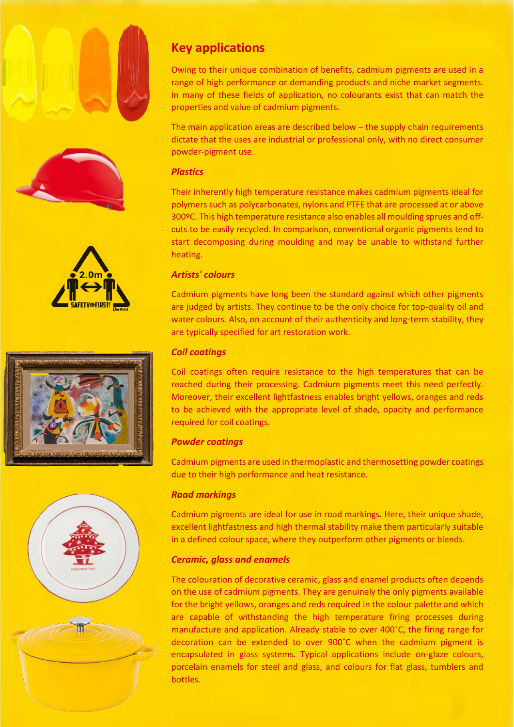## Key applications

Owing to their unique combination of benefits, cadmium pigments are used in a range of high performance or demanding products and niche market segments. In many of these fields of application, no colourants exist that can match the properties and value of cadmium pigments.

The main application areas are described below – the supply chain requirements dictate that the uses are industrial or professional only, with no direct consumer powder-pigment use.

### *Plastics*

Their inherently high temperature resistance makes cadmium pigments ideal for polymers such as polycarbonates, nylons and PTFE that are processed at or above 300ºC. This high temperature resistance also enables all moulding sprues and off-cuts to be easily recycled. In comparison, conventional organic pigments tend to start decomposing during moulding and may be unable to withstand further heating.

### *Artists' colours*

Cadmium pigments have long been the standard against which other pigments are judged by artists. They continue to be the only choice for top-quality oil and water colours. Also, on account of their authenticity and long-term stability, they are typically specified for art restoration work.

### *Coil coatings*

Coil coatings often require resistance to the high temperatures that can be reached during their processing. Cadmium pigments meet this need perfectly. Moreover, their excellent lightfastness enables bright yellows, oranges and reds to be achieved with the appropriate level of shade, opacity and performance required for coil coatings.

### *Powder coatings*

Cadmium pigments are used in thermoplastic and thermosetting powder coatings due to their high performance and heat resistance.

### *Road markings*

Cadmium pigments are ideal for use in road markings. Here, their unique shade, excellent lightfastness and high thermal stability make them particularly suitable in a defined colour space, where they outperform other pigments or blends.

### *Ceramic, glass and enamels*

The colouration of decorative ceramic, glass and enamel products often depends on the use of cadmium pigments. They are genuinely the only pigments available for the bright yellows, oranges and reds required in the colour palette and which are capable of withstanding the high temperature firing processes during manufacture and application. Already stable to over 400˚C, the firing range for decoration can be extended to over 900˚C when the cadmium pigment is encapsulated in glass systems. Typical applications include on-glaze colours, porcelain enamels for steel and glass, and colours for flat glass, tumblers and bottles.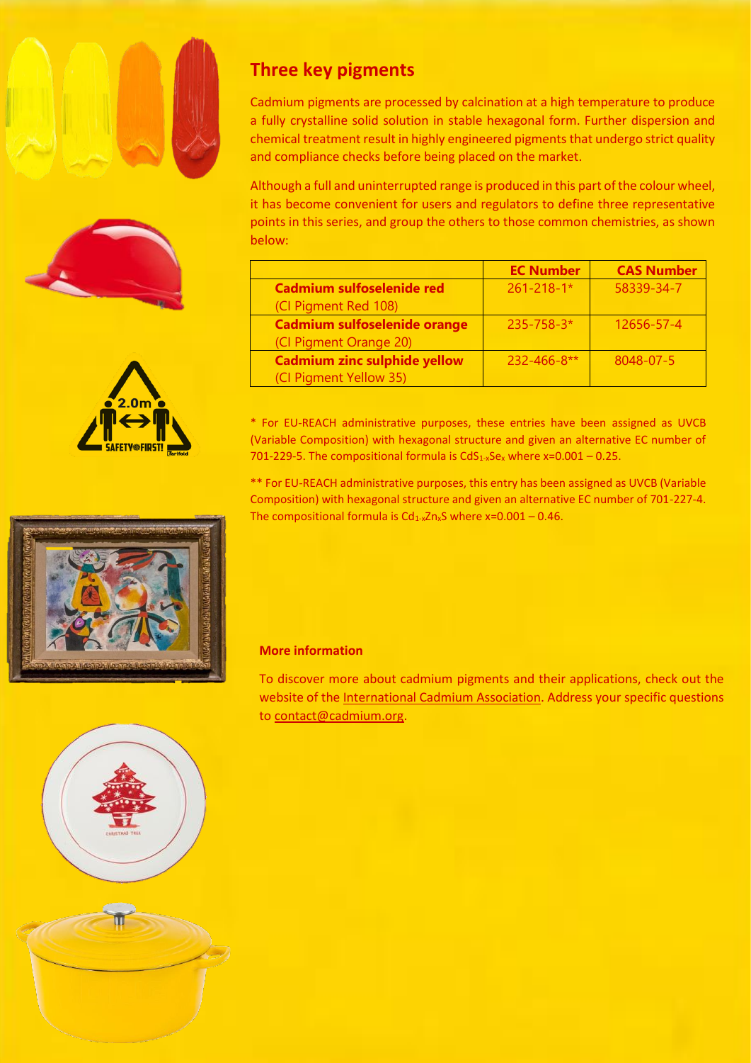## Three key pigments

Cadmium pigments are processed by calcination at a high temperature to produce a fully crystalline solid solution in stable hexagonal form. Further dispersion and chemical treatment result in highly engineered pigments that undergo strict quality and compliance checks before being placed on the market.

Although a full and uninterrupted range is produced in this part of the colour wheel, it has become convenient for users and regulators to define three representative points in this series, and group the others to those common chemistries, as shown below:

| | EC Number | CAS Number |
|---|---|---|
| **Cadmium sulfoselenide red** (CI Pigment Red 108) | 261-218-1* | 58339-34-7 |
| **Cadmium sulfoselenide orange** (CI Pigment Orange 20) | 235-758-3* | 12656-57-4 |
| **Cadmium zinc sulphide yellow** (CI Pigment Yellow 35) | 232-466-8** | 8048-07-5 |

* For EU-REACH administrative purposes, these entries have been assigned as UVCB (Variable Composition) with hexagonal structure and given an alternative EC number of 701-229-5. The compositional formula is $CdS_{1-x}Se_x$ where x=0.001 – 0.25.

** For EU-REACH administrative purposes, this entry has been assigned as UVCB (Variable Composition) with hexagonal structure and given an alternative EC number of 701-227-4. The compositional formula is $Cd_{1-x}Zn_xS$ where x=0.001 – 0.46.

### More information

To discover more about cadmium pigments and their applications, check out the website of the International Cadmium Association. Address your specific questions to contact@cadmium.org.